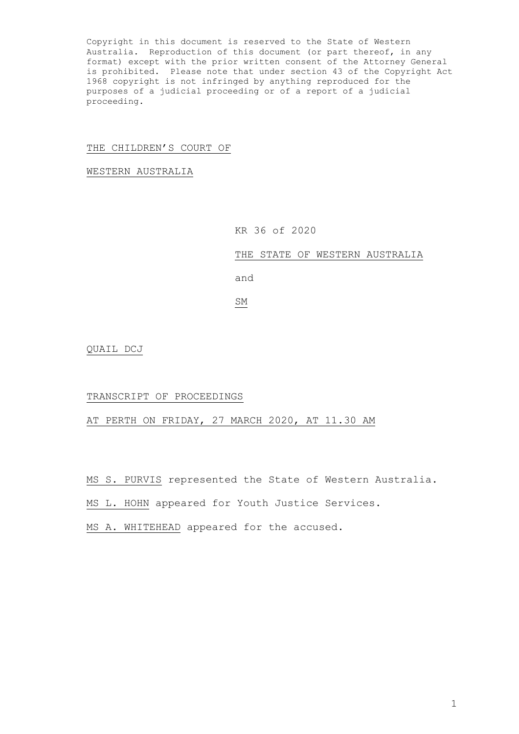Copyright in this document is reserved to the State of Western Australia. Reproduction of this document (or part thereof, in any format) except with the prior written consent of the Attorney General is prohibited. Please note that under section 43 of the Copyright Act 1968 copyright is not infringed by anything reproduced for the purposes of a judicial proceeding or of a report of a judicial proceeding.

THE CHILDREN'S COURT OF

WESTERN AUSTRALIA

KR 36 of 2020

THE STATE OF WESTERN AUSTRALIA

and

SM

QUAIL DCJ

TRANSCRIPT OF PROCEEDINGS

AT PERTH ON FRIDAY, 27 MARCH 2020, AT 11.30 AM

MS S. PURVIS represented the State of Western Australia.

MS L. HOHN appeared for Youth Justice Services.

MS A. WHITEHEAD appeared for the accused.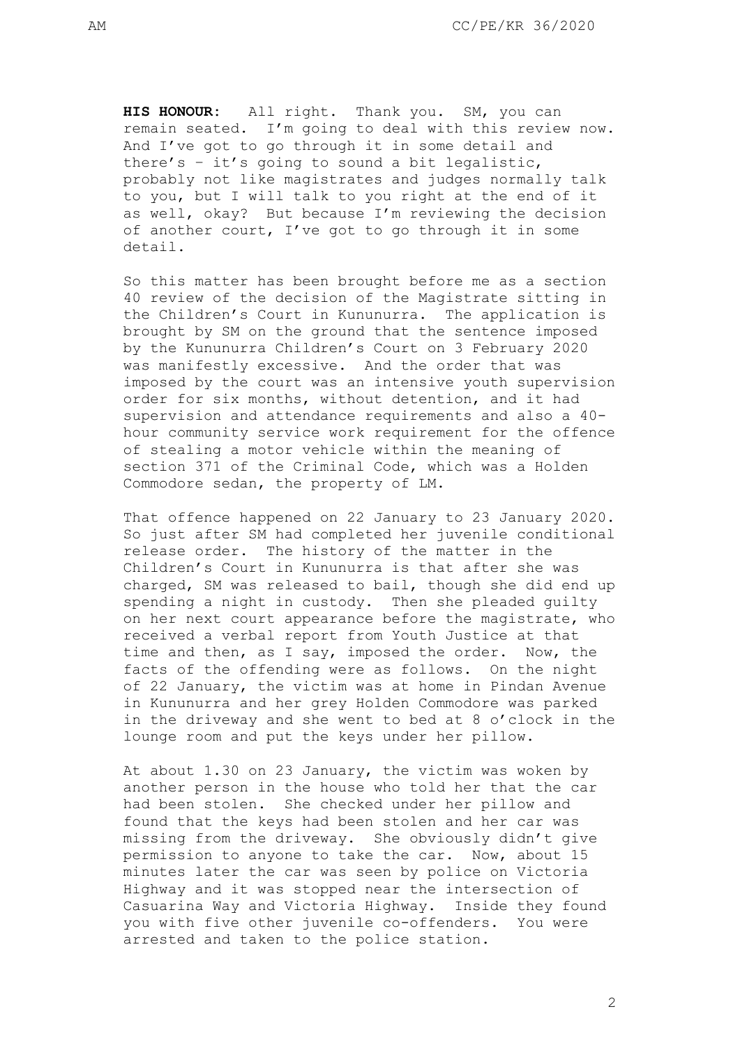**HIS HONOUR:** All right. Thank you. SM, you can remain seated. I'm going to deal with this review now. And I've got to go through it in some detail and there's – it's going to sound a bit legalistic, probably not like magistrates and judges normally talk to you, but I will talk to you right at the end of it as well, okay? But because I'm reviewing the decision of another court, I've got to go through it in some detail.

So this matter has been brought before me as a section 40 review of the decision of the Magistrate sitting in the Children's Court in Kununurra. The application is brought by SM on the ground that the sentence imposed by the Kununurra Children's Court on 3 February 2020 was manifestly excessive. And the order that was imposed by the court was an intensive youth supervision order for six months, without detention, and it had supervision and attendance requirements and also a 40-hour community service work requirement for the offence of stealing a motor vehicle within the meaning of section 371 of the Criminal Code, which was a Holden Commodore sedan, the property of LM.

That offence happened on 22 January to 23 January 2020. So just after SM had completed her juvenile conditional release order. The history of the matter in the Children's Court in Kununurra is that after she was charged, SM was released to bail, though she did end up spending a night in custody. Then she pleaded guilty on her next court appearance before the magistrate, who received a verbal report from Youth Justice at that time and then, as I say, imposed the order. Now, the facts of the offending were as follows. On the night of 22 January, the victim was at home in Pindan Avenue in Kununurra and her grey Holden Commodore was parked in the driveway and she went to bed at 8 o'clock in the lounge room and put the keys under her pillow.

At about 1.30 on 23 January, the victim was woken by another person in the house who told her that the car had been stolen. She checked under her pillow and found that the keys had been stolen and her car was missing from the driveway. She obviously didn't give permission to anyone to take the car. Now, about 15 minutes later the car was seen by police on Victoria Highway and it was stopped near the intersection of Casuarina Way and Victoria Highway. Inside they found you with five other juvenile co-offenders. You were arrested and taken to the police station.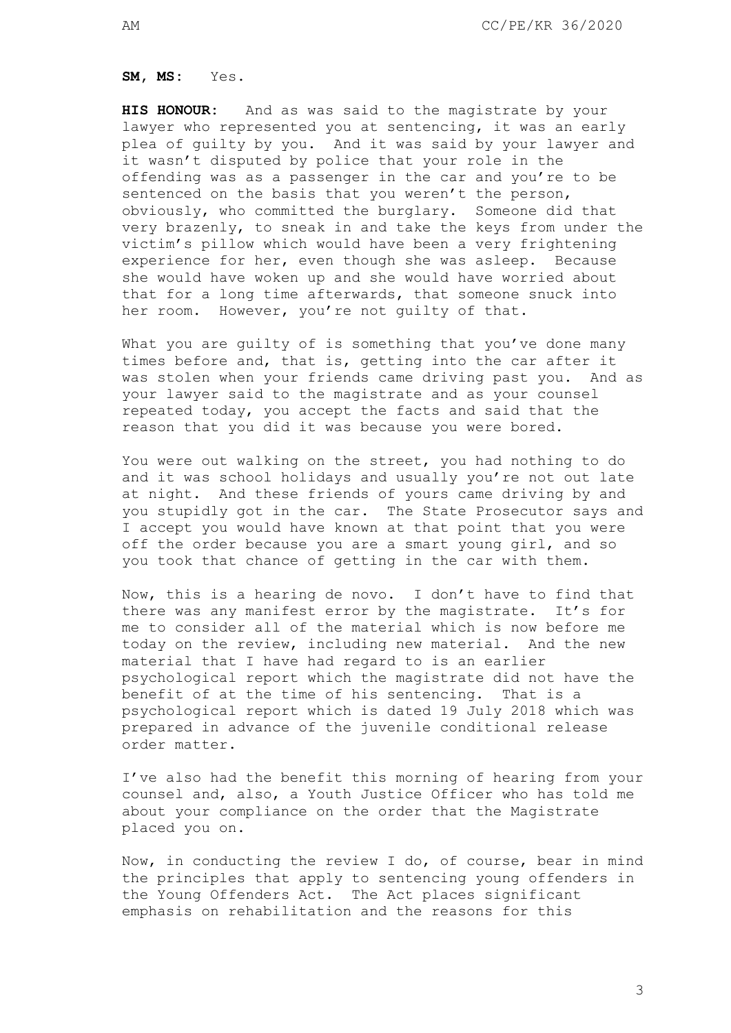**SM, MS:** Yes.

**HIS HONOUR:** And as was said to the magistrate by your lawyer who represented you at sentencing, it was an early plea of guilty by you. And it was said by your lawyer and it wasn't disputed by police that your role in the offending was as a passenger in the car and you're to be sentenced on the basis that you weren't the person, obviously, who committed the burglary. Someone did that very brazenly, to sneak in and take the keys from under the victim's pillow which would have been a very frightening experience for her, even though she was asleep. Because she would have woken up and she would have worried about that for a long time afterwards, that someone snuck into her room. However, you're not guilty of that.

What you are guilty of is something that you've done many times before and, that is, getting into the car after it was stolen when your friends came driving past you. And as your lawyer said to the magistrate and as your counsel repeated today, you accept the facts and said that the reason that you did it was because you were bored.

You were out walking on the street, you had nothing to do and it was school holidays and usually you're not out late at night. And these friends of yours came driving by and you stupidly got in the car. The State Prosecutor says and I accept you would have known at that point that you were off the order because you are a smart young girl, and so you took that chance of getting in the car with them.

Now, this is a hearing de novo. I don't have to find that there was any manifest error by the magistrate. It's for me to consider all of the material which is now before me today on the review, including new material. And the new material that I have had regard to is an earlier psychological report which the magistrate did not have the benefit of at the time of his sentencing. That is a psychological report which is dated 19 July 2018 which was prepared in advance of the juvenile conditional release order matter.

I've also had the benefit this morning of hearing from your counsel and, also, a Youth Justice Officer who has told me about your compliance on the order that the Magistrate placed you on.

Now, in conducting the review I do, of course, bear in mind the principles that apply to sentencing young offenders in the Young Offenders Act. The Act places significant emphasis on rehabilitation and the reasons for this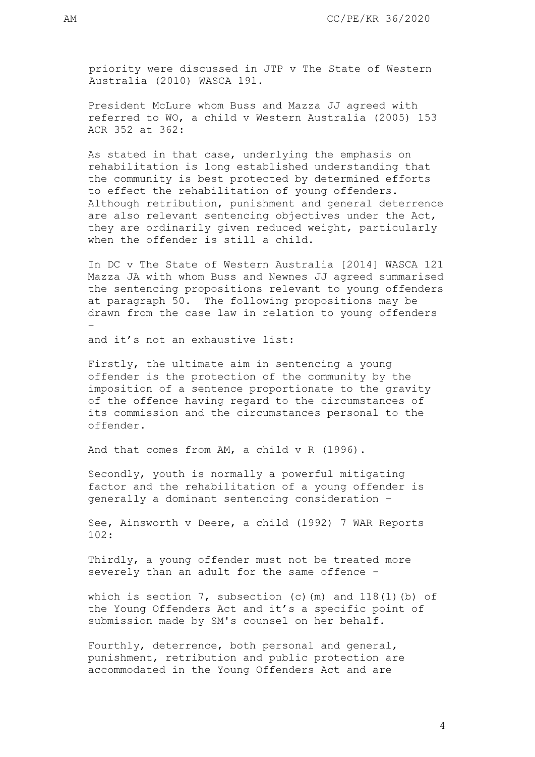priority were discussed in JTP v The State of Western Australia (2010) WASCA 191.

President McLure whom Buss and Mazza JJ agreed with referred to WO, a child v Western Australia (2005) 153 ACR 352 at 362:

As stated in that case, underlying the emphasis on rehabilitation is long established understanding that the community is best protected by determined efforts to effect the rehabilitation of young offenders. Although retribution, punishment and general deterrence are also relevant sentencing objectives under the Act, they are ordinarily given reduced weight, particularly when the offender is still a child.

In DC v The State of Western Australia [2014] WASCA 121 Mazza JA with whom Buss and Newnes JJ agreed summarised the sentencing propositions relevant to young offenders at paragraph 50. The following propositions may be drawn from the case law in relation to young offenders -

and it's not an exhaustive list:

Firstly, the ultimate aim in sentencing a young offender is the protection of the community by the imposition of a sentence proportionate to the gravity of the offence having regard to the circumstances of its commission and the circumstances personal to the offender.

And that comes from AM, a child v R (1996).

Secondly, youth is normally a powerful mitigating factor and the rehabilitation of a young offender is generally a dominant sentencing consideration -

See, Ainsworth v Deere, a child (1992) 7 WAR Reports 102:

Thirdly, a young offender must not be treated more severely than an adult for the same offence -

which is section 7, subsection (c)(m) and 118(1)(b) of the Young Offenders Act and it's a specific point of submission made by SM's counsel on her behalf.

Fourthly, deterrence, both personal and general, punishment, retribution and public protection are accommodated in the Young Offenders Act and are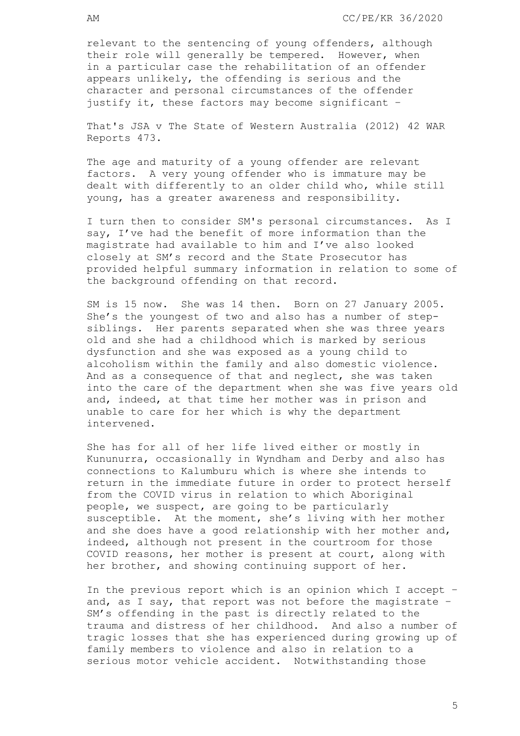relevant to the sentencing of young offenders, although their role will generally be tempered. However, when in a particular case the rehabilitation of an offender appears unlikely, the offending is serious and the character and personal circumstances of the offender justify it, these factors may become significant –

That's JSA v The State of Western Australia (2012) 42 WAR Reports 473.

The age and maturity of a young offender are relevant factors. A very young offender who is immature may be dealt with differently to an older child who, while still young, has a greater awareness and responsibility.

I turn then to consider SM's personal circumstances. As I say, I've had the benefit of more information than the magistrate had available to him and I've also looked closely at SM's record and the State Prosecutor has provided helpful summary information in relation to some of the background offending on that record.

SM is 15 now. She was 14 then. Born on 27 January 2005. She's the youngest of two and also has a number of step-siblings. Her parents separated when she was three years old and she had a childhood which is marked by serious dysfunction and she was exposed as a young child to alcoholism within the family and also domestic violence. And as a consequence of that and neglect, she was taken into the care of the department when she was five years old and, indeed, at that time her mother was in prison and unable to care for her which is why the department intervened.

She has for all of her life lived either or mostly in Kununurra, occasionally in Wyndham and Derby and also has connections to Kalumburu which is where she intends to return in the immediate future in order to protect herself from the COVID virus in relation to which Aboriginal people, we suspect, are going to be particularly susceptible. At the moment, she's living with her mother and she does have a good relationship with her mother and, indeed, although not present in the courtroom for those COVID reasons, her mother is present at court, along with her brother, and showing continuing support of her.

In the previous report which is an opinion which I accept – and, as I say, that report was not before the magistrate – SM's offending in the past is directly related to the trauma and distress of her childhood. And also a number of tragic losses that she has experienced during growing up of family members to violence and also in relation to a serious motor vehicle accident. Notwithstanding those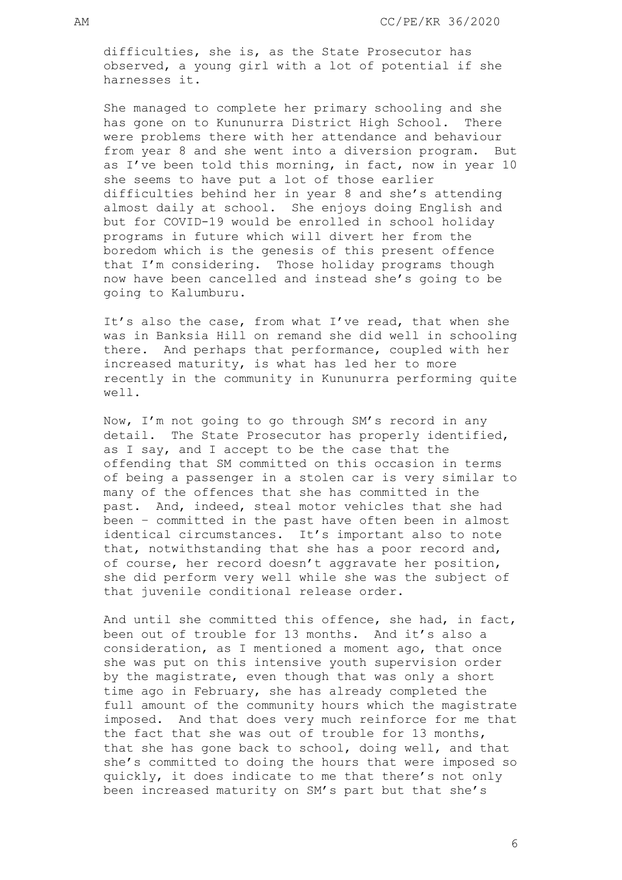difficulties, she is, as the State Prosecutor has observed, a young girl with a lot of potential if she harnesses it.

She managed to complete her primary schooling and she has gone on to Kununurra District High School. There were problems there with her attendance and behaviour from year 8 and she went into a diversion program. But as I've been told this morning, in fact, now in year 10 she seems to have put a lot of those earlier difficulties behind her in year 8 and she's attending almost daily at school. She enjoys doing English and but for COVID-19 would be enrolled in school holiday programs in future which will divert her from the boredom which is the genesis of this present offence that I'm considering. Those holiday programs though now have been cancelled and instead she's going to be going to Kalumburu.

It's also the case, from what I've read, that when she was in Banksia Hill on remand she did well in schooling there. And perhaps that performance, coupled with her increased maturity, is what has led her to more recently in the community in Kununurra performing quite well.

Now, I'm not going to go through SM's record in any detail. The State Prosecutor has properly identified, as I say, and I accept to be the case that the offending that SM committed on this occasion in terms of being a passenger in a stolen car is very similar to many of the offences that she has committed in the past. And, indeed, steal motor vehicles that she had been – committed in the past have often been in almost identical circumstances. It's important also to note that, notwithstanding that she has a poor record and, of course, her record doesn't aggravate her position, she did perform very well while she was the subject of that juvenile conditional release order.

And until she committed this offence, she had, in fact, been out of trouble for 13 months. And it's also a consideration, as I mentioned a moment ago, that once she was put on this intensive youth supervision order by the magistrate, even though that was only a short time ago in February, she has already completed the full amount of the community hours which the magistrate imposed. And that does very much reinforce for me that the fact that she was out of trouble for 13 months, that she has gone back to school, doing well, and that she's committed to doing the hours that were imposed so quickly, it does indicate to me that there's not only been increased maturity on SM's part but that she's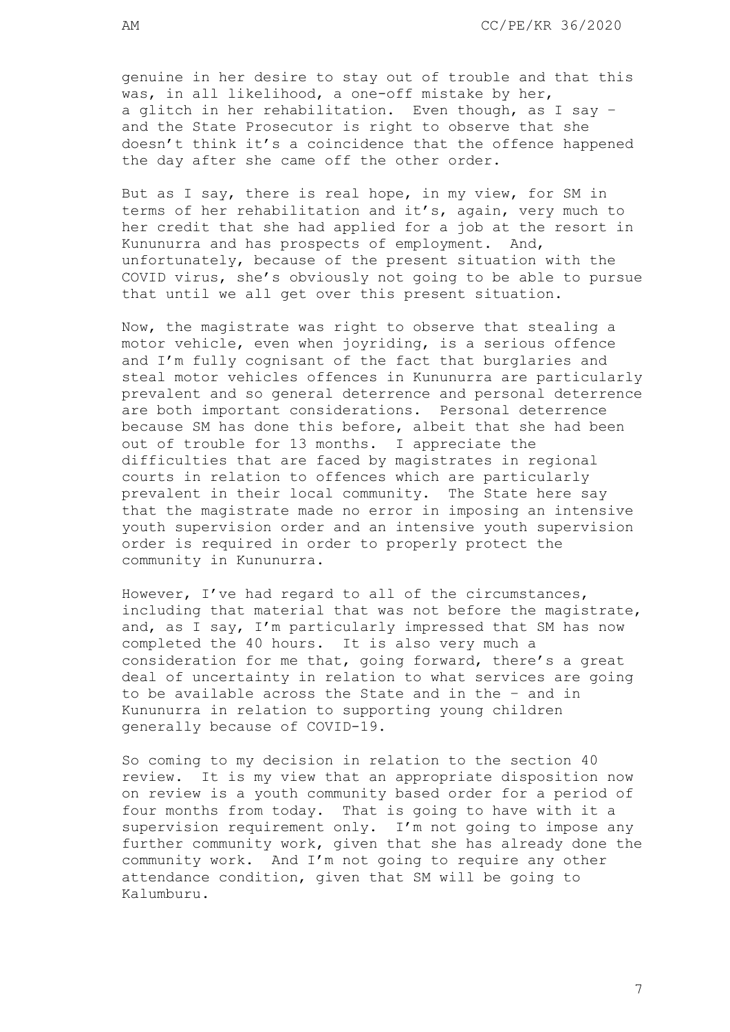genuine in her desire to stay out of trouble and that this was, in all likelihood, a one-off mistake by her, a glitch in her rehabilitation. Even though, as I say – and the State Prosecutor is right to observe that she doesn't think it's a coincidence that the offence happened the day after she came off the other order.

But as I say, there is real hope, in my view, for SM in terms of her rehabilitation and it's, again, very much to her credit that she had applied for a job at the resort in Kununurra and has prospects of employment. And, unfortunately, because of the present situation with the COVID virus, she's obviously not going to be able to pursue that until we all get over this present situation.

Now, the magistrate was right to observe that stealing a motor vehicle, even when joyriding, is a serious offence and I'm fully cognisant of the fact that burglaries and steal motor vehicles offences in Kununurra are particularly prevalent and so general deterrence and personal deterrence are both important considerations. Personal deterrence because SM has done this before, albeit that she had been out of trouble for 13 months. I appreciate the difficulties that are faced by magistrates in regional courts in relation to offences which are particularly prevalent in their local community. The State here say that the magistrate made no error in imposing an intensive youth supervision order and an intensive youth supervision order is required in order to properly protect the community in Kununurra.

However, I've had regard to all of the circumstances, including that material that was not before the magistrate, and, as I say, I'm particularly impressed that SM has now completed the 40 hours. It is also very much a consideration for me that, going forward, there's a great deal of uncertainty in relation to what services are going to be available across the State and in the – and in Kununurra in relation to supporting young children generally because of COVID-19.

So coming to my decision in relation to the section 40 review. It is my view that an appropriate disposition now on review is a youth community based order for a period of four months from today. That is going to have with it a supervision requirement only. I'm not going to impose any further community work, given that she has already done the community work. And I'm not going to require any other attendance condition, given that SM will be going to Kalumburu.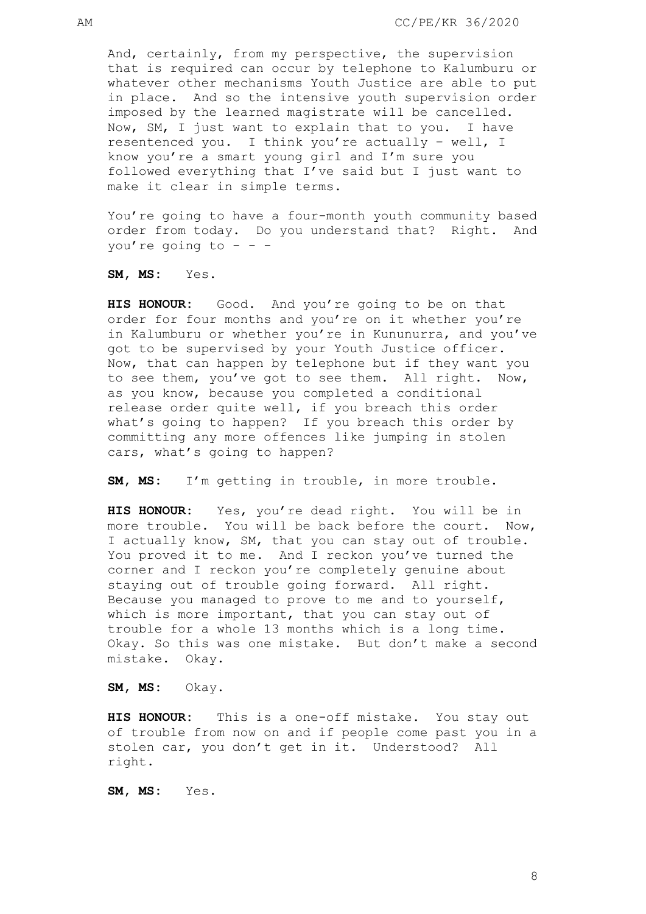And, certainly, from my perspective, the supervision that is required can occur by telephone to Kalumburu or whatever other mechanisms Youth Justice are able to put in place. And so the intensive youth supervision order imposed by the learned magistrate will be cancelled. Now, SM, I just want to explain that to you. I have resentenced you. I think you're actually – well, I know you're a smart young girl and I'm sure you followed everything that I've said but I just want to make it clear in simple terms.

You're going to have a four-month youth community based order from today. Do you understand that? Right. And you're going to - - -

**SM, MS:** Yes.

**HIS HONOUR:** Good. And you're going to be on that order for four months and you're on it whether you're in Kalumburu or whether you're in Kununurra, and you've got to be supervised by your Youth Justice officer. Now, that can happen by telephone but if they want you to see them, you've got to see them. All right. Now, as you know, because you completed a conditional release order quite well, if you breach this order what's going to happen? If you breach this order by committing any more offences like jumping in stolen cars, what's going to happen?

**SM, MS:** I'm getting in trouble, in more trouble.

**HIS HONOUR:** Yes, you're dead right. You will be in more trouble. You will be back before the court. Now, I actually know, SM, that you can stay out of trouble. You proved it to me. And I reckon you've turned the corner and I reckon you're completely genuine about staying out of trouble going forward. All right. Because you managed to prove to me and to yourself, which is more important, that you can stay out of trouble for a whole 13 months which is a long time. Okay. So this was one mistake. But don't make a second mistake. Okay.

**SM, MS:** Okay.

**HIS HONOUR:** This is a one-off mistake. You stay out of trouble from now on and if people come past you in a stolen car, you don't get in it. Understood? All right.

**SM, MS:** Yes.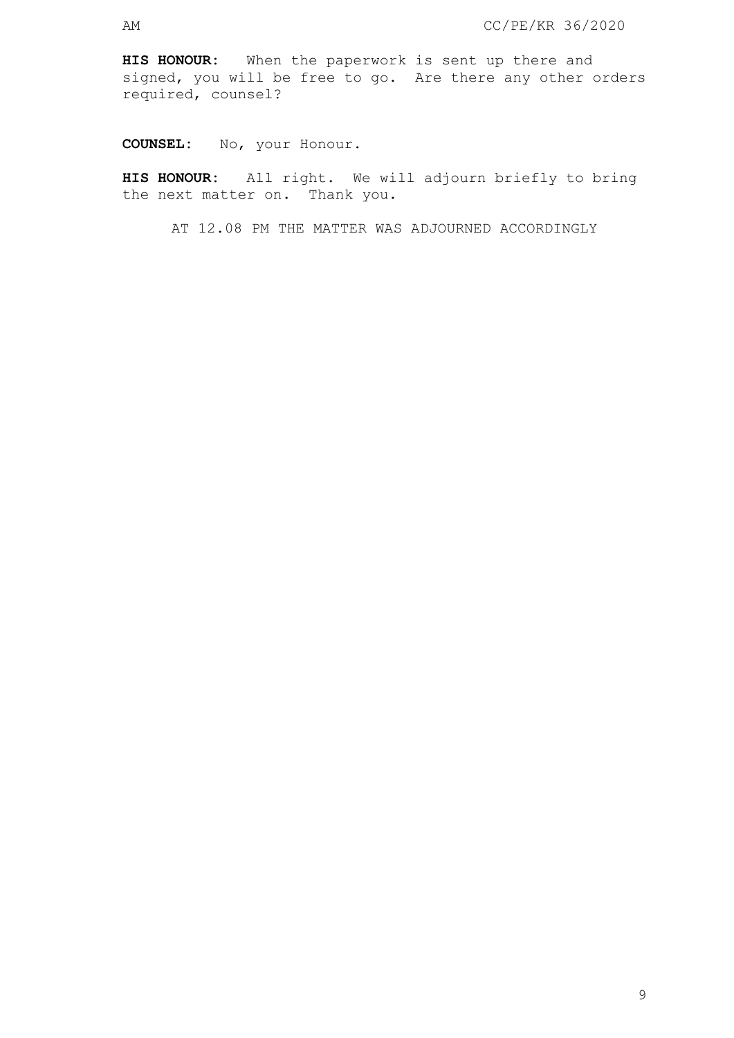**HIS HONOUR:** When the paperwork is sent up there and signed, you will be free to go. Are there any other orders required, counsel?

**COUNSEL:** No, your Honour.

**HIS HONOUR:** All right. We will adjourn briefly to bring the next matter on. Thank you.

AT 12.08 PM THE MATTER WAS ADJOURNED ACCORDINGLY